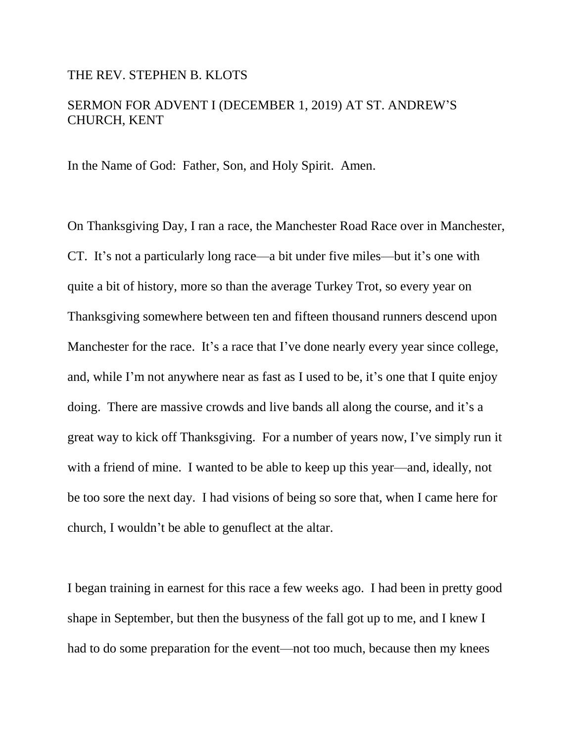THE REV. STEPHEN B. KLOTS

SERMON FOR ADVENT I (DECEMBER 1, 2019) AT ST. ANDREW'S CHURCH, KENT

In the Name of God: Father, Son, and Holy Spirit. Amen.

On Thanksgiving Day, I ran a race, the Manchester Road Race over in Manchester, CT. It's not a particularly long race—a bit under five miles—but it's one with quite a bit of history, more so than the average Turkey Trot, so every year on Thanksgiving somewhere between ten and fifteen thousand runners descend upon Manchester for the race. It's a race that I've done nearly every year since college, and, while I'm not anywhere near as fast as I used to be, it's one that I quite enjoy doing. There are massive crowds and live bands all along the course, and it's a great way to kick off Thanksgiving. For a number of years now, I've simply run it with a friend of mine. I wanted to be able to keep up this year—and, ideally, not be too sore the next day. I had visions of being so sore that, when I came here for church, I wouldn't be able to genuflect at the altar.

I began training in earnest for this race a few weeks ago. I had been in pretty good shape in September, but then the busyness of the fall got up to me, and I knew I had to do some preparation for the event—not too much, because then my knees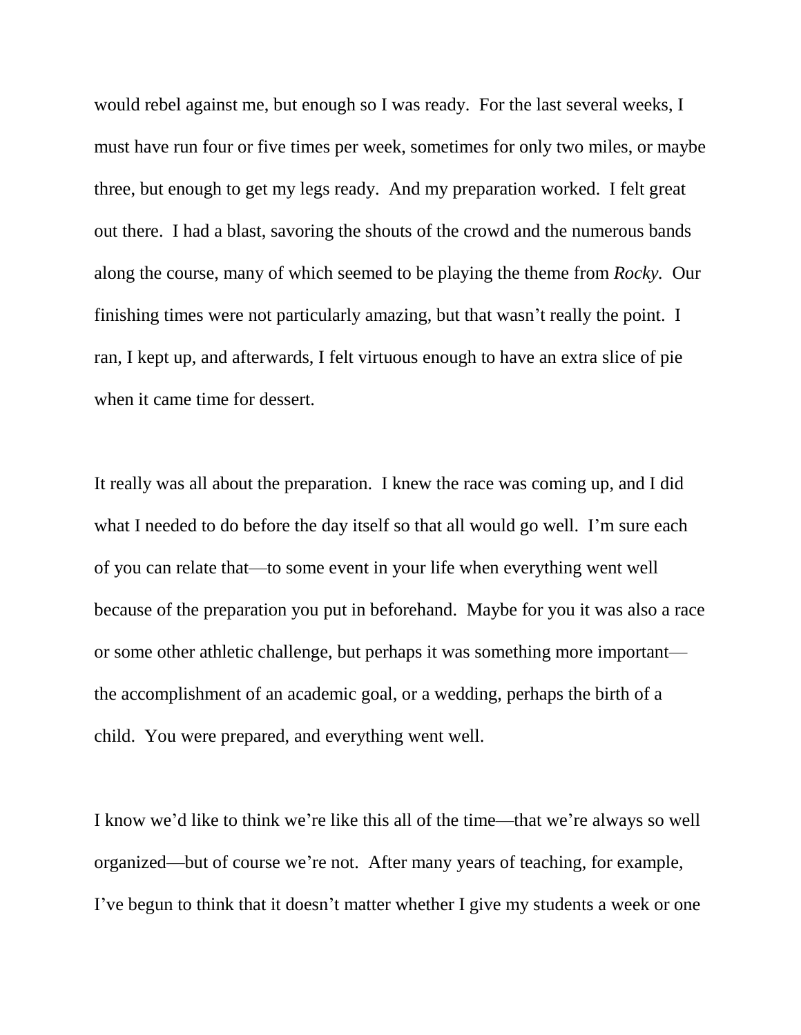would rebel against me, but enough so I was ready. For the last several weeks, I must have run four or five times per week, sometimes for only two miles, or maybe three, but enough to get my legs ready. And my preparation worked. I felt great out there. I had a blast, savoring the shouts of the crowd and the numerous bands along the course, many of which seemed to be playing the theme from *Rocky.* Our finishing times were not particularly amazing, but that wasn't really the point. I ran, I kept up, and afterwards, I felt virtuous enough to have an extra slice of pie when it came time for dessert.

It really was all about the preparation. I knew the race was coming up, and I did what I needed to do before the day itself so that all would go well. I'm sure each of you can relate that—to some event in your life when everything went well because of the preparation you put in beforehand. Maybe for you it was also a race or some other athletic challenge, but perhaps it was something more important—the accomplishment of an academic goal, or a wedding, perhaps the birth of a child. You were prepared, and everything went well.

I know we'd like to think we're like this all of the time—that we're always so well organized—but of course we're not. After many years of teaching, for example, I've begun to think that it doesn't matter whether I give my students a week or one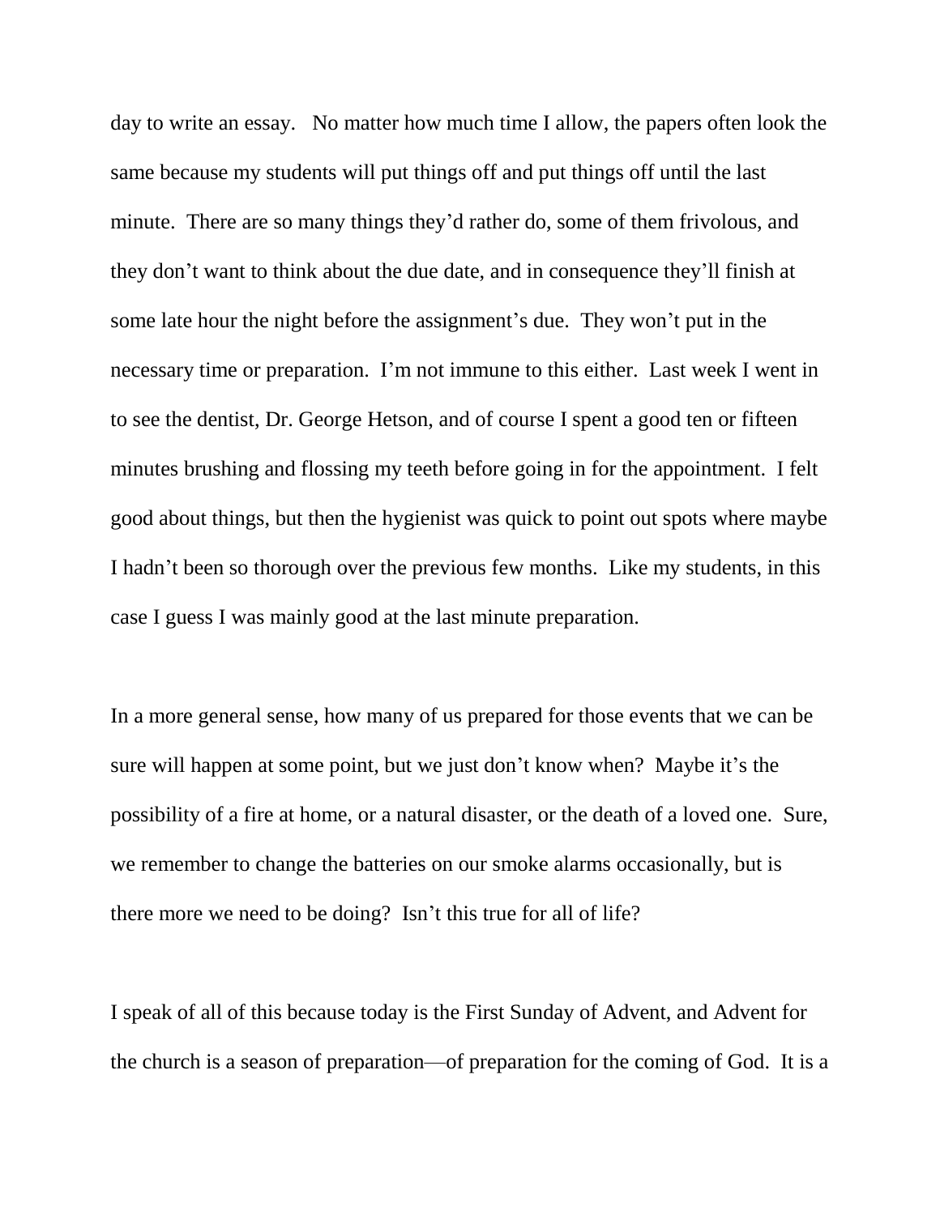day to write an essay. No matter how much time I allow, the papers often look the same because my students will put things off and put things off until the last minute. There are so many things they'd rather do, some of them frivolous, and they don't want to think about the due date, and in consequence they'll finish at some late hour the night before the assignment's due. They won't put in the necessary time or preparation. I'm not immune to this either. Last week I went in to see the dentist, Dr. George Hetson, and of course I spent a good ten or fifteen minutes brushing and flossing my teeth before going in for the appointment. I felt good about things, but then the hygienist was quick to point out spots where maybe I hadn't been so thorough over the previous few months. Like my students, in this case I guess I was mainly good at the last minute preparation.

In a more general sense, how many of us prepared for those events that we can be sure will happen at some point, but we just don't know when? Maybe it's the possibility of a fire at home, or a natural disaster, or the death of a loved one. Sure, we remember to change the batteries on our smoke alarms occasionally, but is there more we need to be doing? Isn't this true for all of life?

I speak of all of this because today is the First Sunday of Advent, and Advent for the church is a season of preparation—of preparation for the coming of God. It is a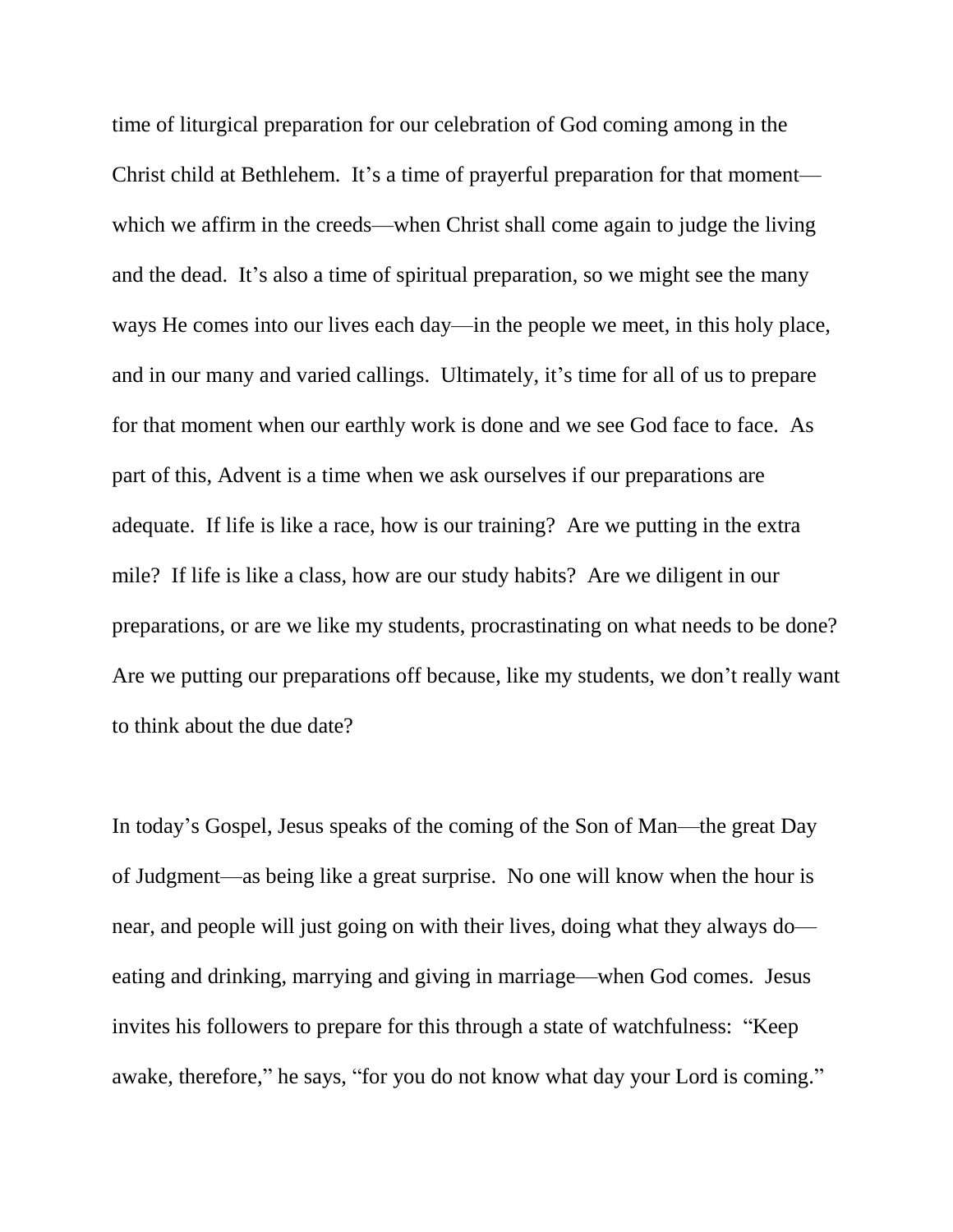time of liturgical preparation for our celebration of God coming among in the Christ child at Bethlehem. It's a time of prayerful preparation for that moment—which we affirm in the creeds—when Christ shall come again to judge the living and the dead. It's also a time of spiritual preparation, so we might see the many ways He comes into our lives each day—in the people we meet, in this holy place, and in our many and varied callings. Ultimately, it's time for all of us to prepare for that moment when our earthly work is done and we see God face to face. As part of this, Advent is a time when we ask ourselves if our preparations are adequate. If life is like a race, how is our training? Are we putting in the extra mile? If life is like a class, how are our study habits? Are we diligent in our preparations, or are we like my students, procrastinating on what needs to be done? Are we putting our preparations off because, like my students, we don't really want to think about the due date?

In today's Gospel, Jesus speaks of the coming of the Son of Man—the great Day of Judgment—as being like a great surprise. No one will know when the hour is near, and people will just going on with their lives, doing what they always do—eating and drinking, marrying and giving in marriage—when God comes. Jesus invites his followers to prepare for this through a state of watchfulness: "Keep awake, therefore," he says, "for you do not know what day your Lord is coming."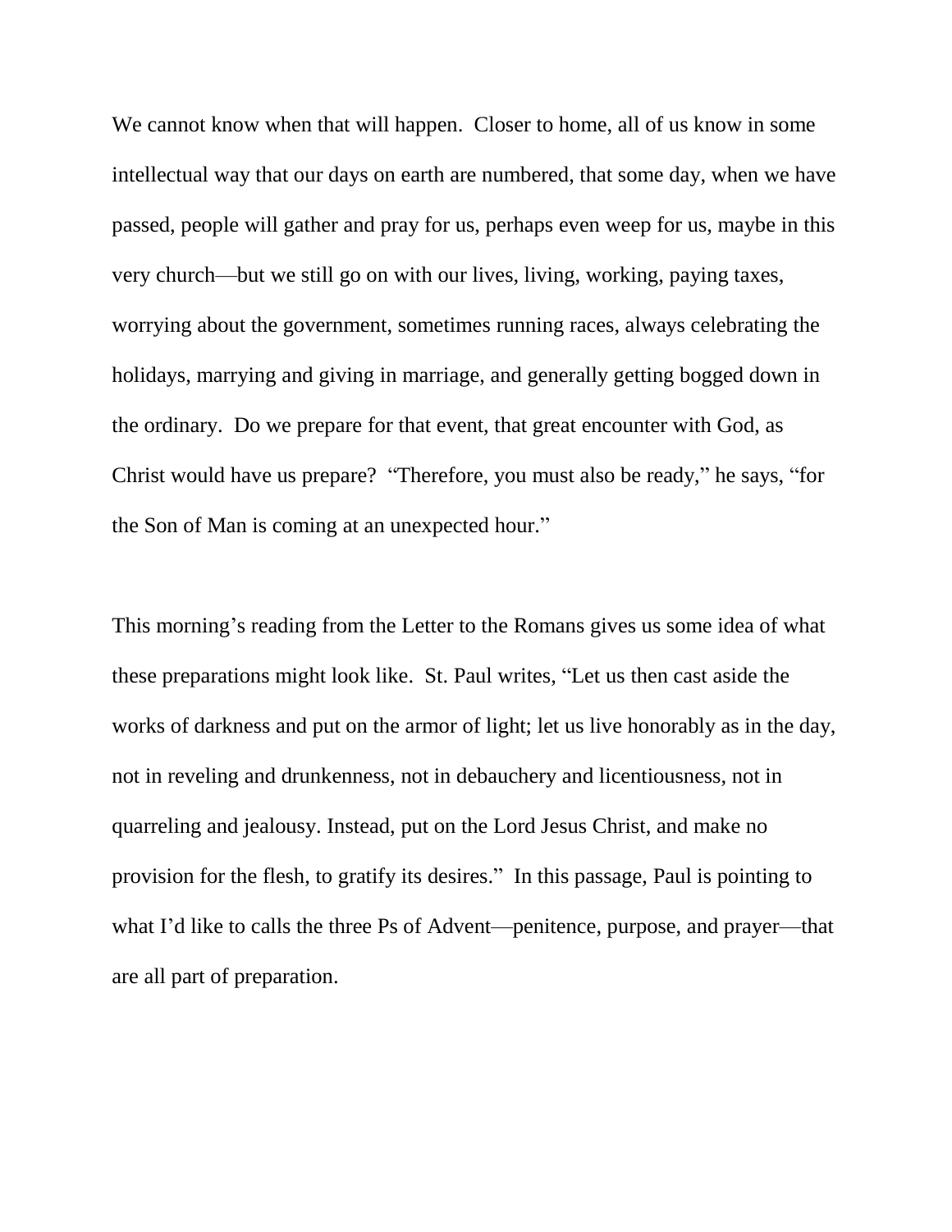We cannot know when that will happen.  Closer to home, all of us know in some intellectual way that our days on earth are numbered, that some day, when we have passed, people will gather and pray for us, perhaps even weep for us, maybe in this very church—but we still go on with our lives, living, working, paying taxes, worrying about the government, sometimes running races, always celebrating the holidays, marrying and giving in marriage, and generally getting bogged down in the ordinary.  Do we prepare for that event, that great encounter with God, as Christ would have us prepare?  "Therefore, you must also be ready," he says, "for the Son of Man is coming at an unexpected hour."

This morning's reading from the Letter to the Romans gives us some idea of what these preparations might look like.  St. Paul writes, "Let us then cast aside the works of darkness and put on the armor of light; let us live honorably as in the day, not in reveling and drunkenness, not in debauchery and licentiousness, not in quarreling and jealousy. Instead, put on the Lord Jesus Christ, and make no provision for the flesh, to gratify its desires."  In this passage, Paul is pointing to what I'd like to calls the three Ps of Advent—penitence, purpose, and prayer—that are all part of preparation.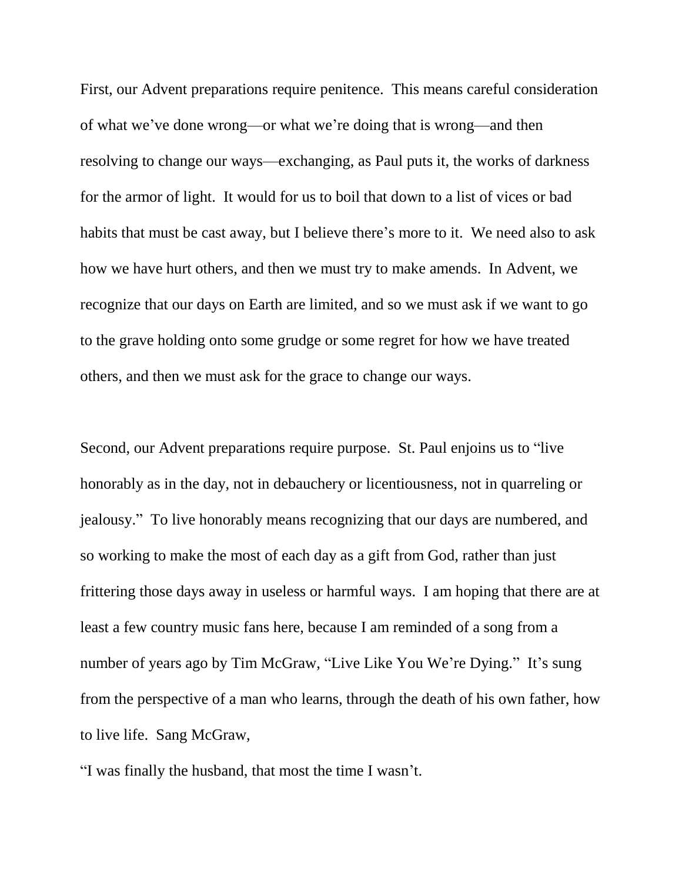First, our Advent preparations require penitence. This means careful consideration of what we've done wrong—or what we're doing that is wrong—and then resolving to change our ways—exchanging, as Paul puts it, the works of darkness for the armor of light. It would for us to boil that down to a list of vices or bad habits that must be cast away, but I believe there's more to it. We need also to ask how we have hurt others, and then we must try to make amends. In Advent, we recognize that our days on Earth are limited, and so we must ask if we want to go to the grave holding onto some grudge or some regret for how we have treated others, and then we must ask for the grace to change our ways.

Second, our Advent preparations require purpose. St. Paul enjoins us to "live honorably as in the day, not in debauchery or licentiousness, not in quarreling or jealousy." To live honorably means recognizing that our days are numbered, and so working to make the most of each day as a gift from God, rather than just frittering those days away in useless or harmful ways. I am hoping that there are at least a few country music fans here, because I am reminded of a song from a number of years ago by Tim McGraw, "Live Like You We're Dying." It's sung from the perspective of a man who learns, through the death of his own father, how to live life. Sang McGraw,

"I was finally the husband, that most the time I wasn't.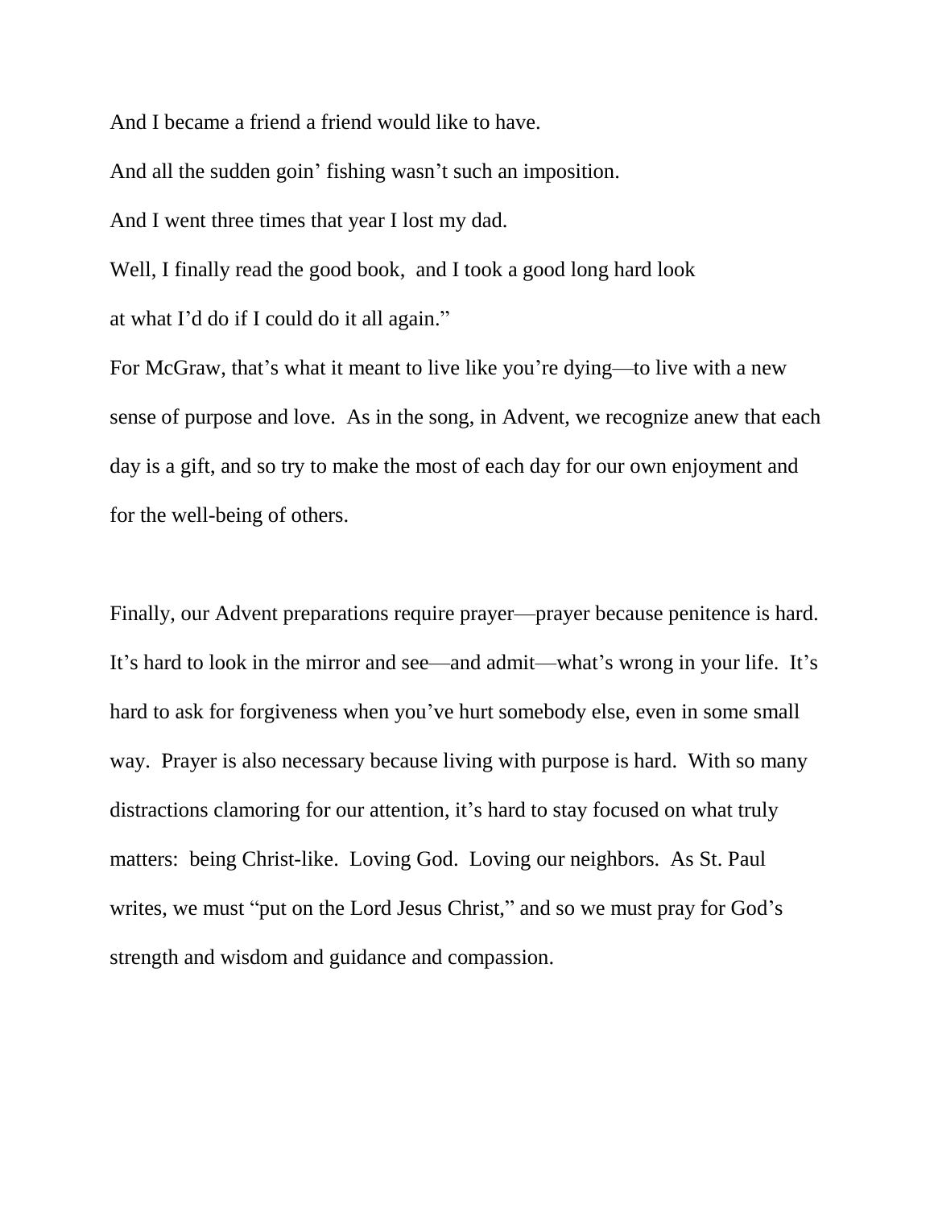And I became a friend a friend would like to have.

And all the sudden goin' fishing wasn't such an imposition.

And I went three times that year I lost my dad.

Well, I finally read the good book, and I took a good long hard look

at what I'd do if I could do it all again."

For McGraw, that's what it meant to live like you're dying—to live with a new sense of purpose and love. As in the song, in Advent, we recognize anew that each day is a gift, and so try to make the most of each day for our own enjoyment and for the well-being of others.

Finally, our Advent preparations require prayer—prayer because penitence is hard. It's hard to look in the mirror and see—and admit—what's wrong in your life. It's hard to ask for forgiveness when you've hurt somebody else, even in some small way. Prayer is also necessary because living with purpose is hard. With so many distractions clamoring for our attention, it's hard to stay focused on what truly matters: being Christ-like. Loving God. Loving our neighbors. As St. Paul writes, we must "put on the Lord Jesus Christ," and so we must pray for God's strength and wisdom and guidance and compassion.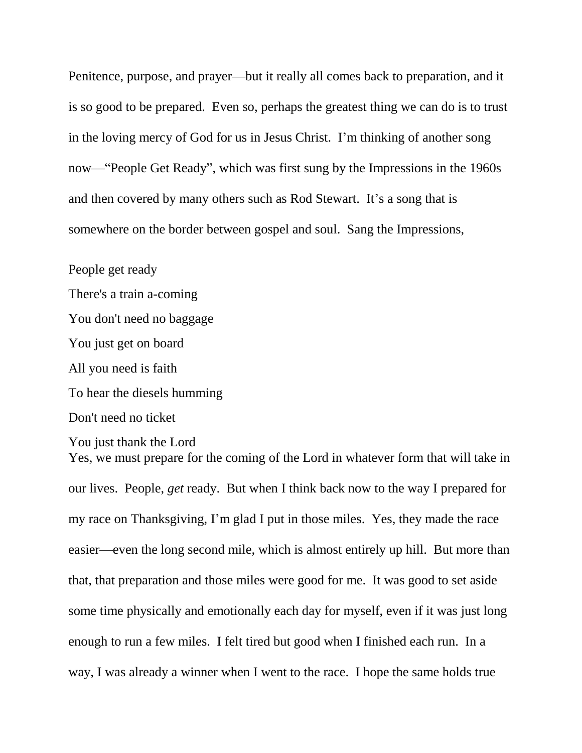Penitence, purpose, and prayer—but it really all comes back to preparation, and it is so good to be prepared. Even so, perhaps the greatest thing we can do is to trust in the loving mercy of God for us in Jesus Christ. I'm thinking of another song now—"People Get Ready", which was first sung by the Impressions in the 1960s and then covered by many others such as Rod Stewart. It's a song that is somewhere on the border between gospel and soul. Sang the Impressions,

People get ready  
There's a train a-coming  
You don't need no baggage  
You just get on board  
All you need is faith  
To hear the diesels humming  
Don't need no ticket  
You just thank the Lord

Yes, we must prepare for the coming of the Lord in whatever form that will take in our lives. People, *get* ready. But when I think back now to the way I prepared for my race on Thanksgiving, I'm glad I put in those miles. Yes, they made the race easier—even the long second mile, which is almost entirely up hill. But more than that, that preparation and those miles were good for me. It was good to set aside some time physically and emotionally each day for myself, even if it was just long enough to run a few miles. I felt tired but good when I finished each run. In a way, I was already a winner when I went to the race. I hope the same holds true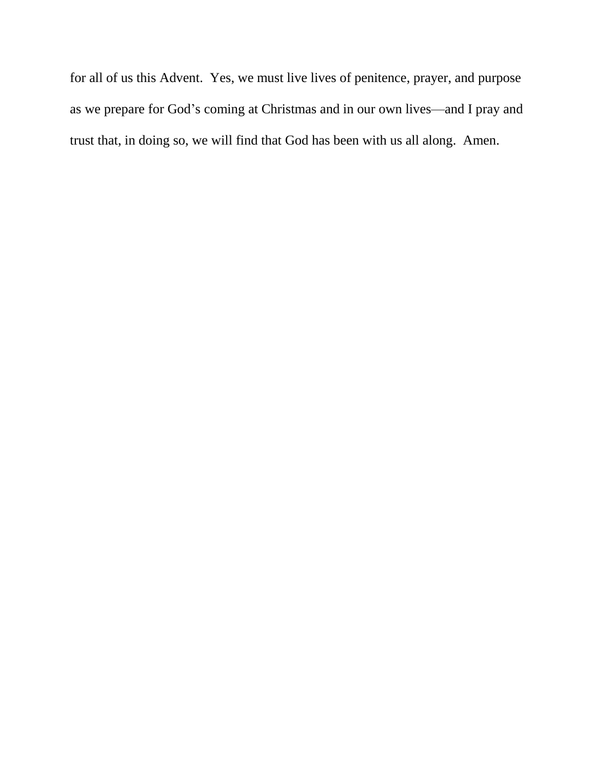for all of us this Advent. Yes, we must live lives of penitence, prayer, and purpose as we prepare for God's coming at Christmas and in our own lives—and I pray and trust that, in doing so, we will find that God has been with us all along. Amen.